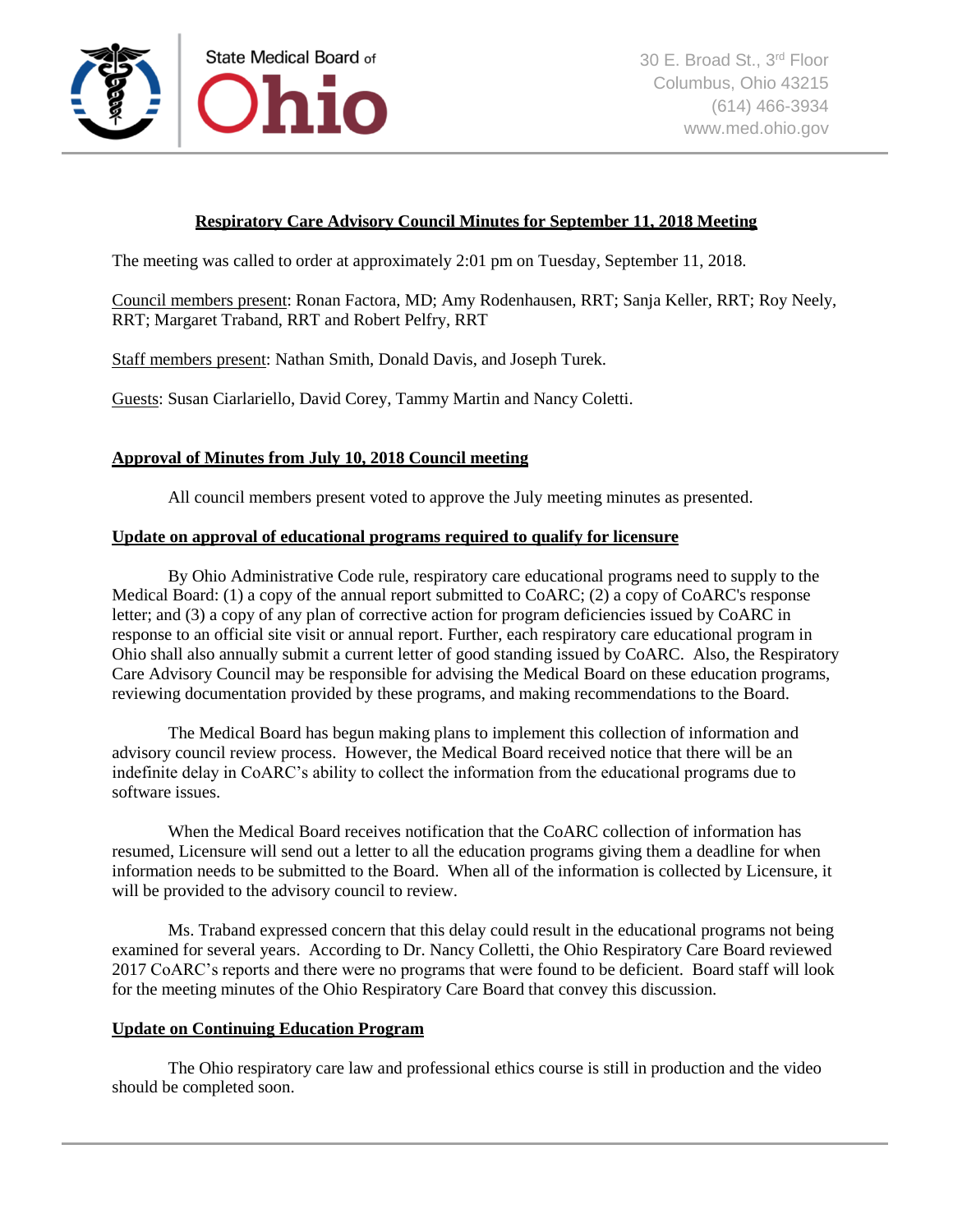State Medical Board of Ohio

30 E. Broad St., 3rd Floor
Columbus, Ohio 43215
(614) 466-3934
www.med.ohio.gov

# Respiratory Care Advisory Council Minutes for September 11, 2018 Meeting

The meeting was called to order at approximately 2:01 pm on Tuesday, September 11, 2018.

Council members present: Ronan Factora, MD; Amy Rodenhausen, RRT; Sanja Keller, RRT; Roy Neely, RRT; Margaret Traband, RRT and Robert Pelfry, RRT

Staff members present: Nathan Smith, Donald Davis, and Joseph Turek.

Guests: Susan Ciarlariello, David Corey, Tammy Martin and Nancy Coletti.

## Approval of Minutes from July 10, 2018 Council meeting

All council members present voted to approve the July meeting minutes as presented.

## Update on approval of educational programs required to qualify for licensure

By Ohio Administrative Code rule, respiratory care educational programs need to supply to the Medical Board: (1) a copy of the annual report submitted to CoARC; (2) a copy of CoARC's response letter; and (3) a copy of any plan of corrective action for program deficiencies issued by CoARC in response to an official site visit or annual report. Further, each respiratory care educational program in Ohio shall also annually submit a current letter of good standing issued by CoARC. Also, the Respiratory Care Advisory Council may be responsible for advising the Medical Board on these education programs, reviewing documentation provided by these programs, and making recommendations to the Board.

The Medical Board has begun making plans to implement this collection of information and advisory council review process. However, the Medical Board received notice that there will be an indefinite delay in CoARC's ability to collect the information from the educational programs due to software issues.

When the Medical Board receives notification that the CoARC collection of information has resumed, Licensure will send out a letter to all the education programs giving them a deadline for when information needs to be submitted to the Board. When all of the information is collected by Licensure, it will be provided to the advisory council to review.

Ms. Traband expressed concern that this delay could result in the educational programs not being examined for several years. According to Dr. Nancy Colletti, the Ohio Respiratory Care Board reviewed 2017 CoARC's reports and there were no programs that were found to be deficient. Board staff will look for the meeting minutes of the Ohio Respiratory Care Board that convey this discussion.

## Update on Continuing Education Program

The Ohio respiratory care law and professional ethics course is still in production and the video should be completed soon.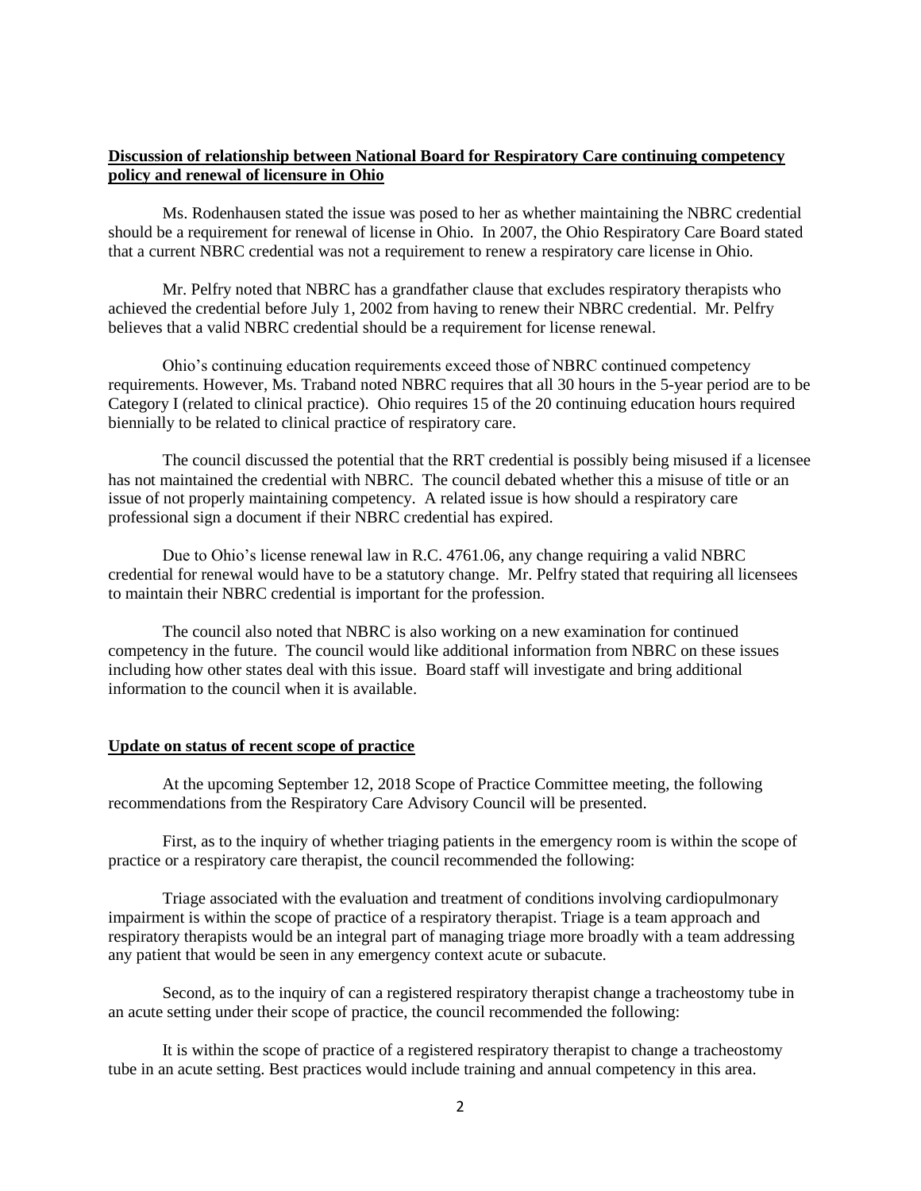**Discussion of relationship between National Board for Respiratory Care continuing competency policy and renewal of licensure in Ohio**

Ms. Rodenhausen stated the issue was posed to her as whether maintaining the NBRC credential should be a requirement for renewal of license in Ohio. In 2007, the Ohio Respiratory Care Board stated that a current NBRC credential was not a requirement to renew a respiratory care license in Ohio.

Mr. Pelfry noted that NBRC has a grandfather clause that excludes respiratory therapists who achieved the credential before July 1, 2002 from having to renew their NBRC credential. Mr. Pelfry believes that a valid NBRC credential should be a requirement for license renewal.

Ohio's continuing education requirements exceed those of NBRC continued competency requirements. However, Ms. Traband noted NBRC requires that all 30 hours in the 5-year period are to be Category I (related to clinical practice). Ohio requires 15 of the 20 continuing education hours required biennially to be related to clinical practice of respiratory care.

The council discussed the potential that the RRT credential is possibly being misused if a licensee has not maintained the credential with NBRC. The council debated whether this a misuse of title or an issue of not properly maintaining competency. A related issue is how should a respiratory care professional sign a document if their NBRC credential has expired.

Due to Ohio's license renewal law in R.C. 4761.06, any change requiring a valid NBRC credential for renewal would have to be a statutory change. Mr. Pelfry stated that requiring all licensees to maintain their NBRC credential is important for the profession.

The council also noted that NBRC is also working on a new examination for continued competency in the future. The council would like additional information from NBRC on these issues including how other states deal with this issue. Board staff will investigate and bring additional information to the council when it is available.

**Update on status of recent scope of practice**

At the upcoming September 12, 2018 Scope of Practice Committee meeting, the following recommendations from the Respiratory Care Advisory Council will be presented.

First, as to the inquiry of whether triaging patients in the emergency room is within the scope of practice or a respiratory care therapist, the council recommended the following:

Triage associated with the evaluation and treatment of conditions involving cardiopulmonary impairment is within the scope of practice of a respiratory therapist. Triage is a team approach and respiratory therapists would be an integral part of managing triage more broadly with a team addressing any patient that would be seen in any emergency context acute or subacute.

Second, as to the inquiry of can a registered respiratory therapist change a tracheostomy tube in an acute setting under their scope of practice, the council recommended the following:

It is within the scope of practice of a registered respiratory therapist to change a tracheostomy tube in an acute setting. Best practices would include training and annual competency in this area.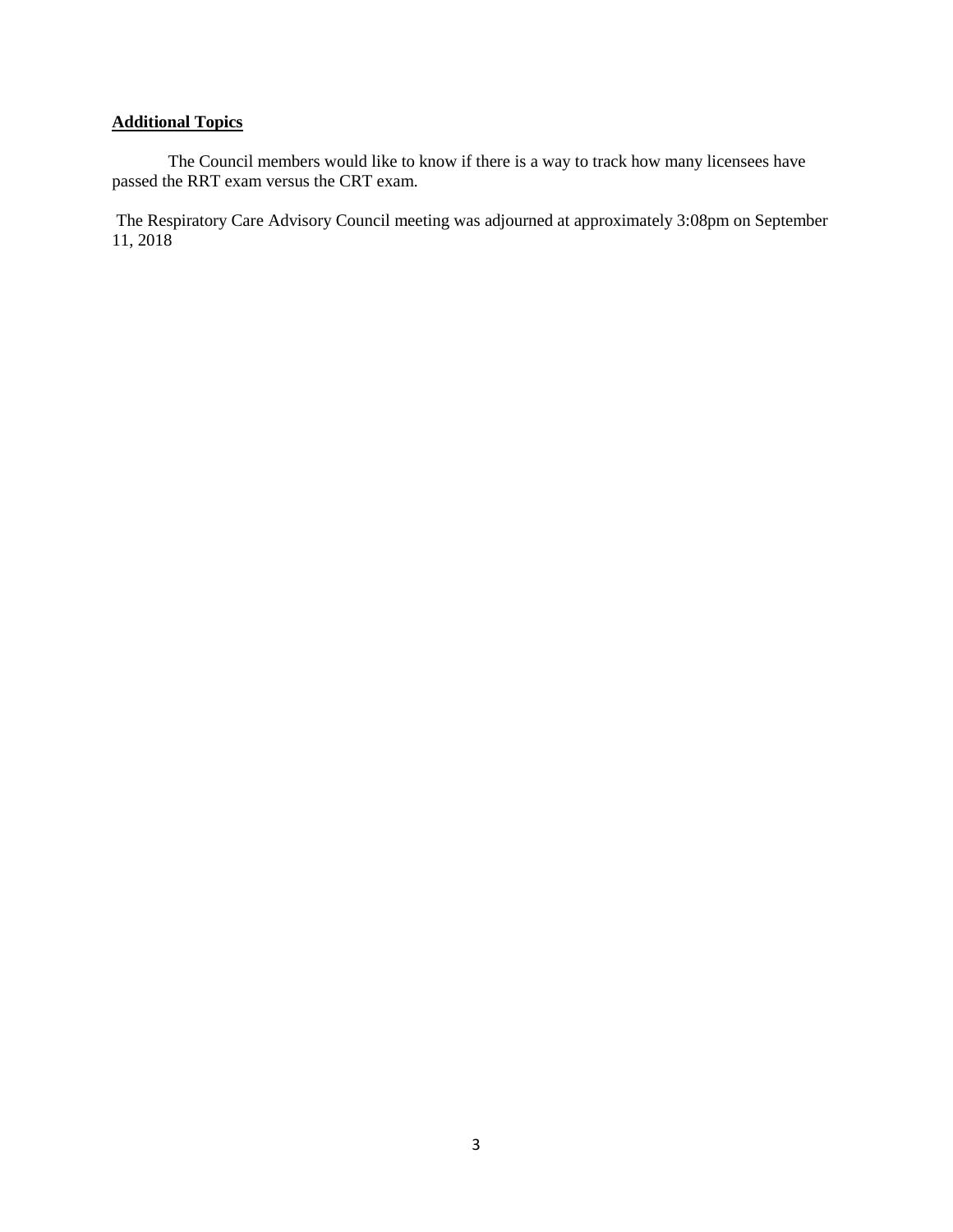**Additional Topics**

The Council members would like to know if there is a way to track how many licensees have passed the RRT exam versus the CRT exam.

The Respiratory Care Advisory Council meeting was adjourned at approximately 3:08pm on September 11, 2018